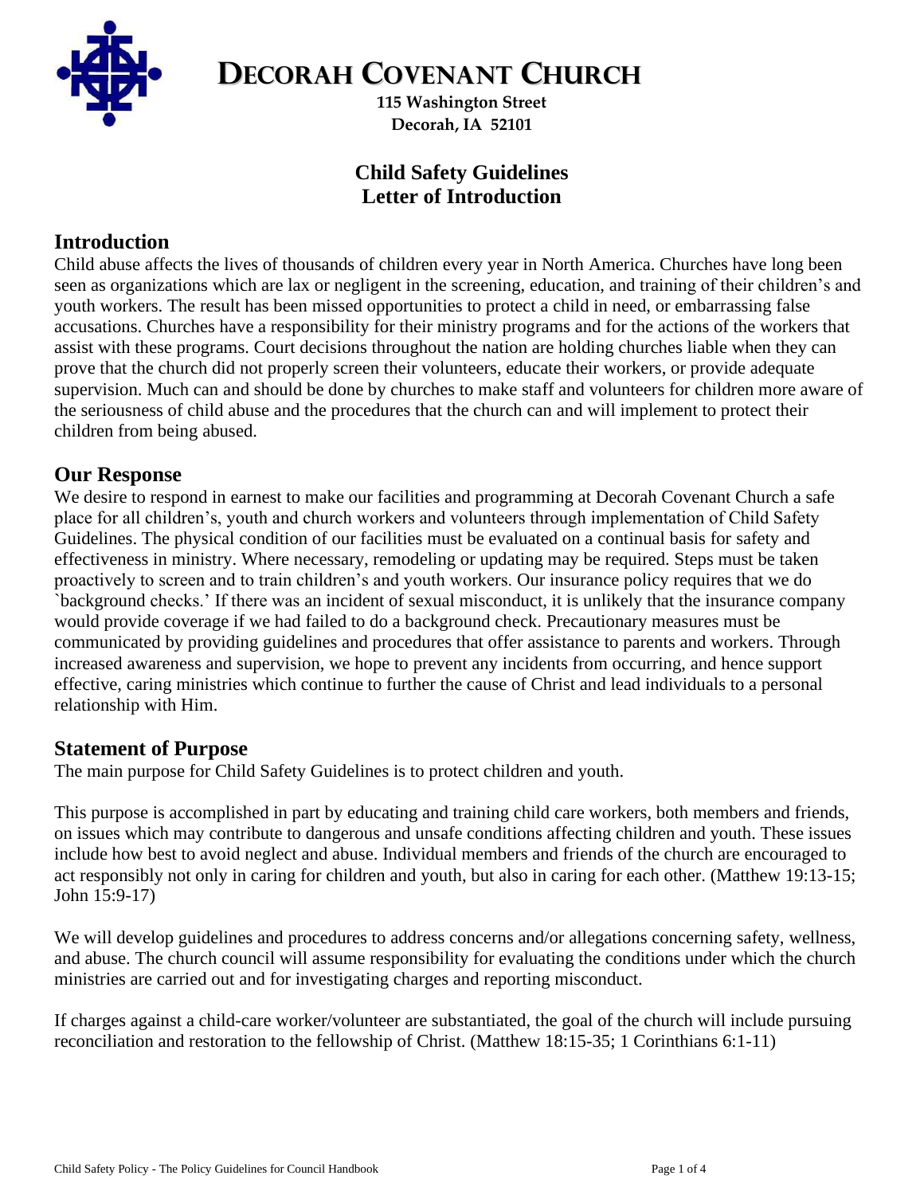# Decorah Covenant Church

**115 Washington Street**
**Decorah, IA 52101**

## Child Safety Guidelines
## Letter of Introduction

### Introduction

Child abuse affects the lives of thousands of children every year in North America. Churches have long been seen as organizations which are lax or negligent in the screening, education, and training of their children's and youth workers. The result has been missed opportunities to protect a child in need, or embarrassing false accusations. Churches have a responsibility for their ministry programs and for the actions of the workers that assist with these programs. Court decisions throughout the nation are holding churches liable when they can prove that the church did not properly screen their volunteers, educate their workers, or provide adequate supervision. Much can and should be done by churches to make staff and volunteers for children more aware of the seriousness of child abuse and the procedures that the church can and will implement to protect their children from being abused.

### Our Response

We desire to respond in earnest to make our facilities and programming at Decorah Covenant Church a safe place for all children's, youth and church workers and volunteers through implementation of Child Safety Guidelines. The physical condition of our facilities must be evaluated on a continual basis for safety and effectiveness in ministry. Where necessary, remodeling or updating may be required. Steps must be taken proactively to screen and to train children's and youth workers. Our insurance policy requires that we do `background checks.' If there was an incident of sexual misconduct, it is unlikely that the insurance company would provide coverage if we had failed to do a background check. Precautionary measures must be communicated by providing guidelines and procedures that offer assistance to parents and workers. Through increased awareness and supervision, we hope to prevent any incidents from occurring, and hence support effective, caring ministries which continue to further the cause of Christ and lead individuals to a personal relationship with Him.

### Statement of Purpose

The main purpose for Child Safety Guidelines is to protect children and youth.

This purpose is accomplished in part by educating and training child care workers, both members and friends, on issues which may contribute to dangerous and unsafe conditions affecting children and youth. These issues include how best to avoid neglect and abuse. Individual members and friends of the church are encouraged to act responsibly not only in caring for children and youth, but also in caring for each other. (Matthew 19:13-15; John 15:9-17)

We will develop guidelines and procedures to address concerns and/or allegations concerning safety, wellness, and abuse. The church council will assume responsibility for evaluating the conditions under which the church ministries are carried out and for investigating charges and reporting misconduct.

If charges against a child-care worker/volunteer are substantiated, the goal of the church will include pursuing reconciliation and restoration to the fellowship of Christ. (Matthew 18:15-35; 1 Corinthians 6:1-11)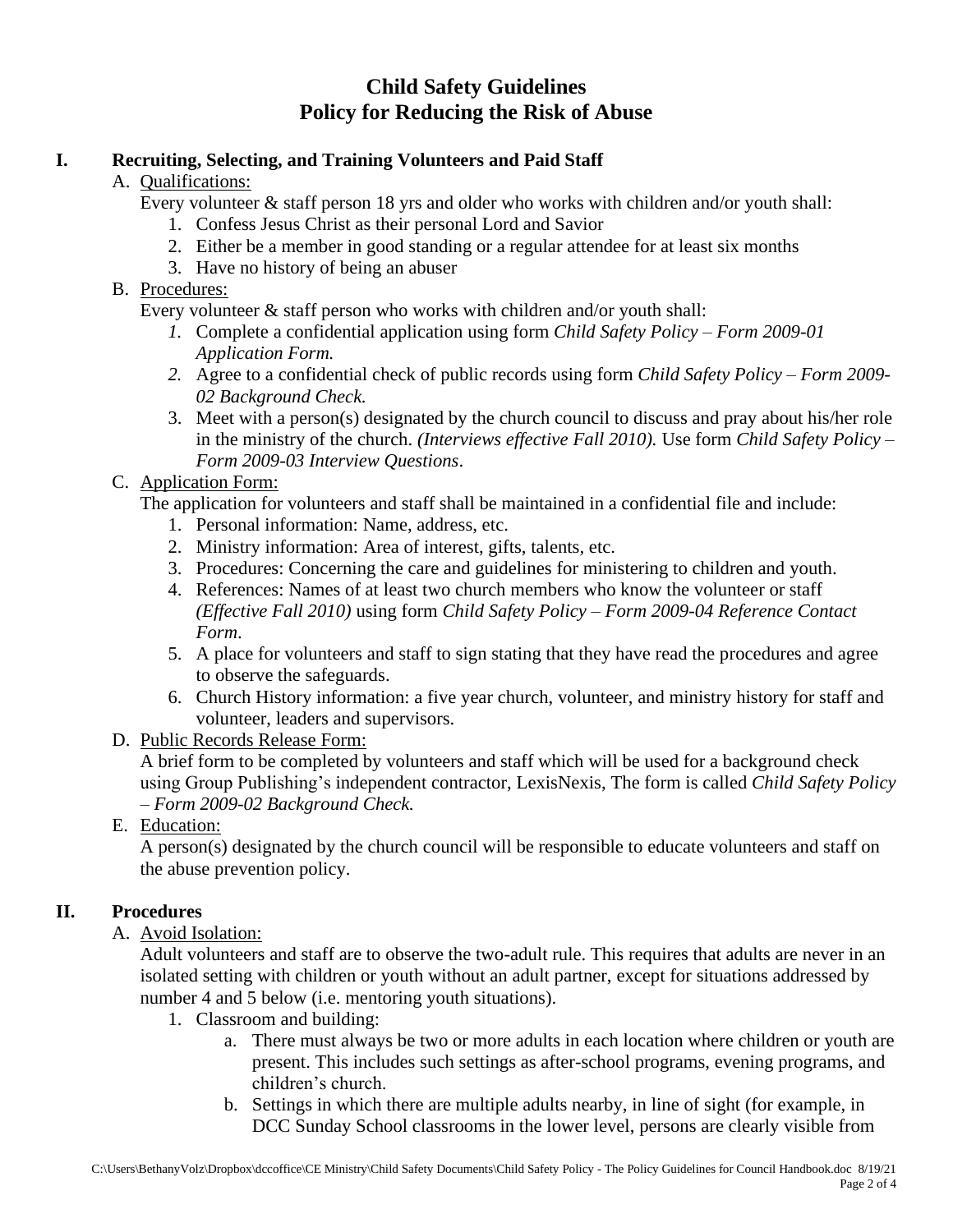# Child Safety Guidelines
# Policy for Reducing the Risk of Abuse

## I. Recruiting, Selecting, and Training Volunteers and Paid Staff

A. Qualifications:

Every volunteer & staff person 18 yrs and older who works with children and/or youth shall:

1. Confess Jesus Christ as their personal Lord and Savior
2. Either be a member in good standing or a regular attendee for at least six months
3. Have no history of being an abuser

B. Procedures:

Every volunteer & staff person who works with children and/or youth shall:

1. Complete a confidential application using form *Child Safety Policy – Form 2009-01 Application Form.*
2. Agree to a confidential check of public records using form *Child Safety Policy – Form 2009-02 Background Check.*
3. Meet with a person(s) designated by the church council to discuss and pray about his/her role in the ministry of the church. *(Interviews effective Fall 2010).* Use form *Child Safety Policy – Form 2009-03 Interview Questions*.

C. Application Form:

The application for volunteers and staff shall be maintained in a confidential file and include:

1. Personal information: Name, address, etc.
2. Ministry information: Area of interest, gifts, talents, etc.
3. Procedures: Concerning the care and guidelines for ministering to children and youth.
4. References: Names of at least two church members who know the volunteer or staff *(Effective Fall 2010)* using form *Child Safety Policy – Form 2009-04 Reference Contact Form*.
5. A place for volunteers and staff to sign stating that they have read the procedures and agree to observe the safeguards.
6. Church History information: a five year church, volunteer, and ministry history for staff and volunteer, leaders and supervisors.

D. Public Records Release Form:

A brief form to be completed by volunteers and staff which will be used for a background check using Group Publishing's independent contractor, LexisNexis, The form is called *Child Safety Policy – Form 2009-02 Background Check.*

E. Education:

A person(s) designated by the church council will be responsible to educate volunteers and staff on the abuse prevention policy.

## II. Procedures

A. Avoid Isolation:

Adult volunteers and staff are to observe the two-adult rule. This requires that adults are never in an isolated setting with children or youth without an adult partner, except for situations addressed by number 4 and 5 below (i.e. mentoring youth situations).

1. Classroom and building:
   a. There must always be two or more adults in each location where children or youth are present. This includes such settings as after-school programs, evening programs, and children's church.
   b. Settings in which there are multiple adults nearby, in line of sight (for example, in DCC Sunday School classrooms in the lower level, persons are clearly visible from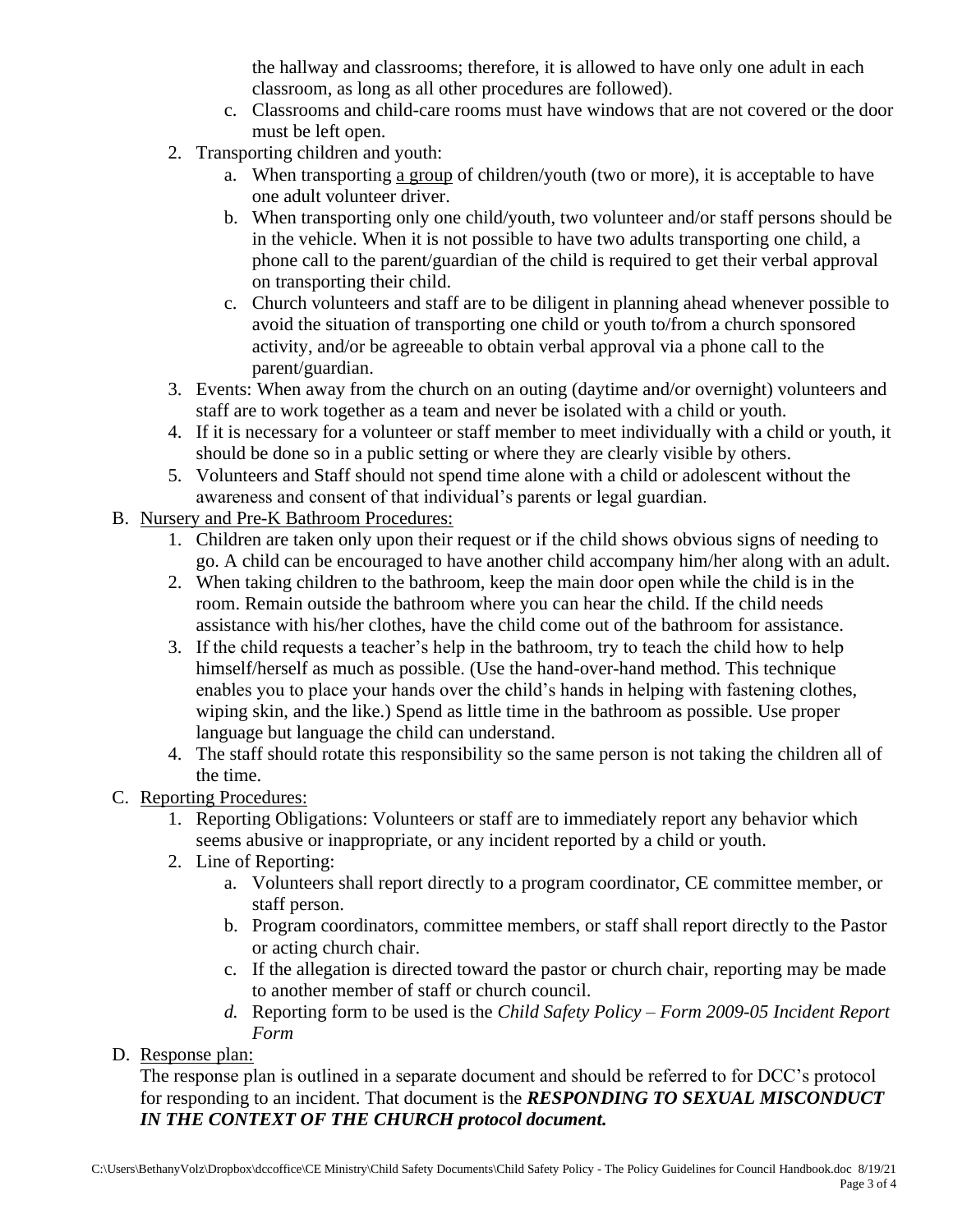the hallway and classrooms; therefore, it is allowed to have only one adult in each classroom, as long as all other procedures are followed).

   c. Classrooms and child-care rooms must have windows that are not covered or the door must be left open.

2. Transporting children and youth:
   a. When transporting <u>a group</u> of children/youth (two or more), it is acceptable to have one adult volunteer driver.
   b. When transporting only one child/youth, two volunteer and/or staff persons should be in the vehicle. When it is not possible to have two adults transporting one child, a phone call to the parent/guardian of the child is required to get their verbal approval on transporting their child.
   c. Church volunteers and staff are to be diligent in planning ahead whenever possible to avoid the situation of transporting one child or youth to/from a church sponsored activity, and/or be agreeable to obtain verbal approval via a phone call to the parent/guardian.
3. Events: When away from the church on an outing (daytime and/or overnight) volunteers and staff are to work together as a team and never be isolated with a child or youth.
4. If it is necessary for a volunteer or staff member to meet individually with a child or youth, it should be done so in a public setting or where they are clearly visible by others.
5. Volunteers and Staff should not spend time alone with a child or adolescent without the awareness and consent of that individual's parents or legal guardian.

B. <u>Nursery and Pre-K Bathroom Procedures:</u>
   1. Children are taken only upon their request or if the child shows obvious signs of needing to go. A child can be encouraged to have another child accompany him/her along with an adult.
   2. When taking children to the bathroom, keep the main door open while the child is in the room. Remain outside the bathroom where you can hear the child. If the child needs assistance with his/her clothes, have the child come out of the bathroom for assistance.
   3. If the child requests a teacher's help in the bathroom, try to teach the child how to help himself/herself as much as possible. (Use the hand-over-hand method. This technique enables you to place your hands over the child's hands in helping with fastening clothes, wiping skin, and the like.) Spend as little time in the bathroom as possible. Use proper language but language the child can understand.
   4. The staff should rotate this responsibility so the same person is not taking the children all of the time.

C. <u>Reporting Procedures:</u>
   1. Reporting Obligations: Volunteers or staff are to immediately report any behavior which seems abusive or inappropriate, or any incident reported by a child or youth.
   2. Line of Reporting:
      a. Volunteers shall report directly to a program coordinator, CE committee member, or staff person.
      b. Program coordinators, committee members, or staff shall report directly to the Pastor or acting church chair.
      c. If the allegation is directed toward the pastor or church chair, reporting may be made to another member of staff or church council.
      d. Reporting form to be used is the *Child Safety Policy – Form 2009-05 Incident Report Form*

D. <u>Response plan:</u>
   The response plan is outlined in a separate document and should be referred to for DCC's protocol for responding to an incident. That document is the ***RESPONDING TO SEXUAL MISCONDUCT IN THE CONTEXT OF THE CHURCH protocol document.***

C:\Users\BethanyVolz\Dropbox\dccoffice\CE Ministry\Child Safety Documents\Child Safety Policy - The Policy Guidelines for Council Handbook.doc 8/19/21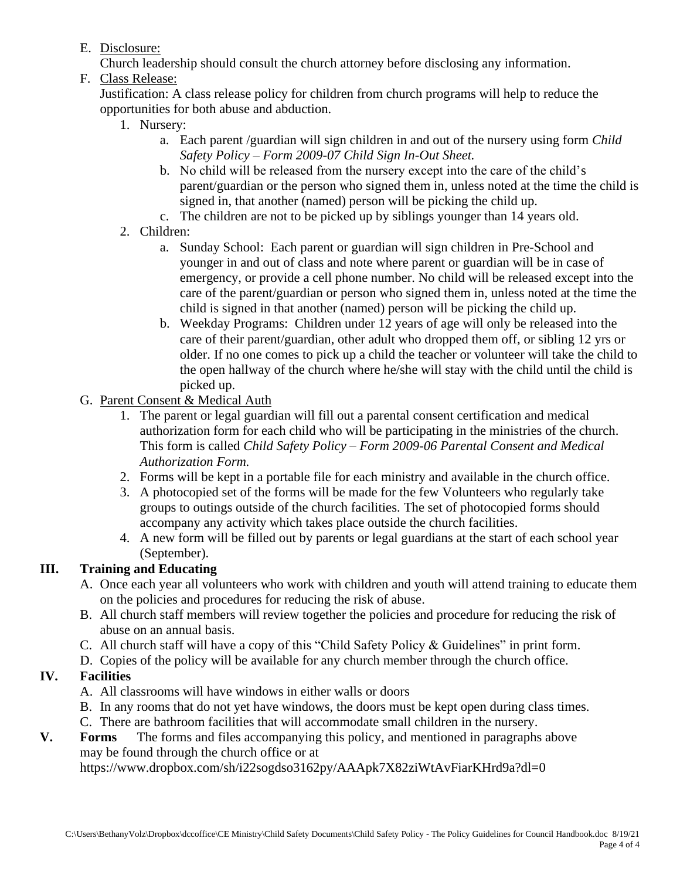E. Disclosure:
   Church leadership should consult the church attorney before disclosing any information.

F. Class Release:
   Justification: A class release policy for children from church programs will help to reduce the opportunities for both abuse and abduction.

   1. Nursery:
      a. Each parent /guardian will sign children in and out of the nursery using form *Child Safety Policy – Form 2009-07 Child Sign In-Out Sheet.*
      b. No child will be released from the nursery except into the care of the child's parent/guardian or the person who signed them in, unless noted at the time the child is signed in, that another (named) person will be picking the child up.
      c. The children are not to be picked up by siblings younger than 14 years old.
   2. Children:
      a. Sunday School: Each parent or guardian will sign children in Pre-School and younger in and out of class and note where parent or guardian will be in case of emergency, or provide a cell phone number. No child will be released except into the care of the parent/guardian or person who signed them in, unless noted at the time the child is signed in that another (named) person will be picking the child up.
      b. Weekday Programs: Children under 12 years of age will only be released into the care of their parent/guardian, other adult who dropped them off, or sibling 12 yrs or older. If no one comes to pick up a child the teacher or volunteer will take the child to the open hallway of the church where he/she will stay with the child until the child is picked up.

G. Parent Consent & Medical Auth
   1. The parent or legal guardian will fill out a parental consent certification and medical authorization form for each child who will be participating in the ministries of the church. This form is called *Child Safety Policy – Form 2009-06 Parental Consent and Medical Authorization Form.*
   2. Forms will be kept in a portable file for each ministry and available in the church office.
   3. A photocopied set of the forms will be made for the few Volunteers who regularly take groups to outings outside of the church facilities. The set of photocopied forms should accompany any activity which takes place outside the church facilities.
   4. A new form will be filled out by parents or legal guardians at the start of each school year (September).

## III. Training and Educating

A. Once each year all volunteers who work with children and youth will attend training to educate them on the policies and procedures for reducing the risk of abuse.
B. All church staff members will review together the policies and procedure for reducing the risk of abuse on an annual basis.
C. All church staff will have a copy of this "Child Safety Policy & Guidelines" in print form.
D. Copies of the policy will be available for any church member through the church office.

## IV. Facilities

A. All classrooms will have windows in either walls or doors
B. In any rooms that do not yet have windows, the doors must be kept open during class times.
C. There are bathroom facilities that will accommodate small children in the nursery.

## V. Forms

The forms and files accompanying this policy, and mentioned in paragraphs above may be found through the church office or at https://www.dropbox.com/sh/i22sogdso3162py/AAApk7X82ziWtAvFiarKHrd9a?dl=0

C:\Users\BethanyVolz\Dropbox\dccoffice\CE Ministry\Child Safety Documents\Child Safety Policy - The Policy Guidelines for Council Handbook.doc 8/19/21